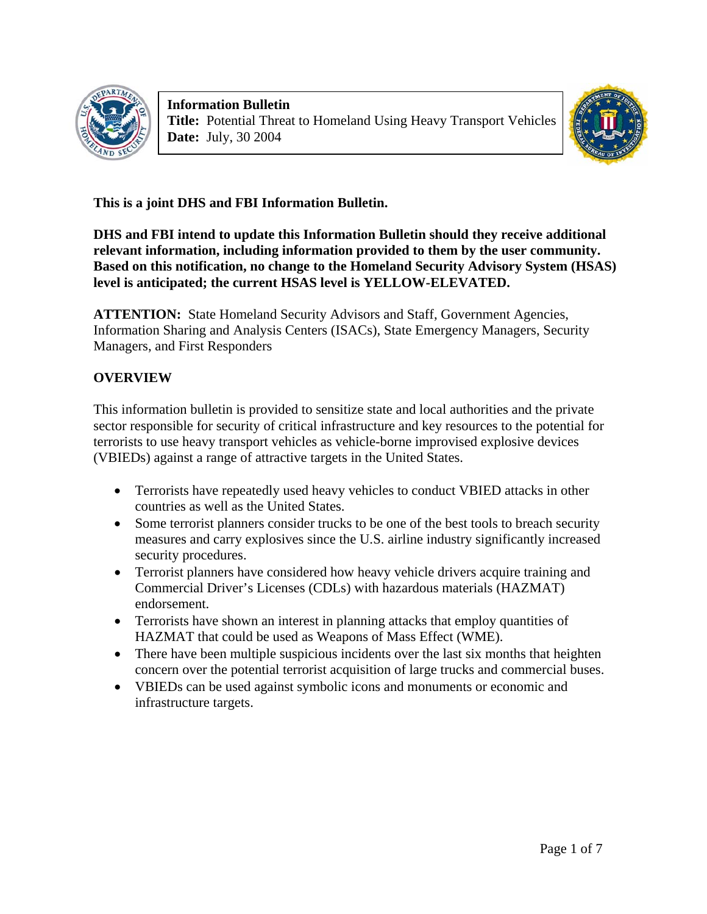**Information Bulletin**
**Title:** Potential Threat to Homeland Using Heavy Transport Vehicles
**Date:** July, 30 2004

**This is a joint DHS and FBI Information Bulletin.**

**DHS and FBI intend to update this Information Bulletin should they receive additional relevant information, including information provided to them by the user community. Based on this notification, no change to the Homeland Security Advisory System (HSAS) level is anticipated; the current HSAS level is YELLOW-ELEVATED.**

**ATTENTION:** State Homeland Security Advisors and Staff, Government Agencies, Information Sharing and Analysis Centers (ISACs), State Emergency Managers, Security Managers, and First Responders

## OVERVIEW

This information bulletin is provided to sensitize state and local authorities and the private sector responsible for security of critical infrastructure and key resources to the potential for terrorists to use heavy transport vehicles as vehicle-borne improvised explosive devices (VBIEDs) against a range of attractive targets in the United States.

- Terrorists have repeatedly used heavy vehicles to conduct VBIED attacks in other countries as well as the United States.
- Some terrorist planners consider trucks to be one of the best tools to breach security measures and carry explosives since the U.S. airline industry significantly increased security procedures.
- Terrorist planners have considered how heavy vehicle drivers acquire training and Commercial Driver's Licenses (CDLs) with hazardous materials (HAZMAT) endorsement.
- Terrorists have shown an interest in planning attacks that employ quantities of HAZMAT that could be used as Weapons of Mass Effect (WME).
- There have been multiple suspicious incidents over the last six months that heighten concern over the potential terrorist acquisition of large trucks and commercial buses.
- VBIEDs can be used against symbolic icons and monuments or economic and infrastructure targets.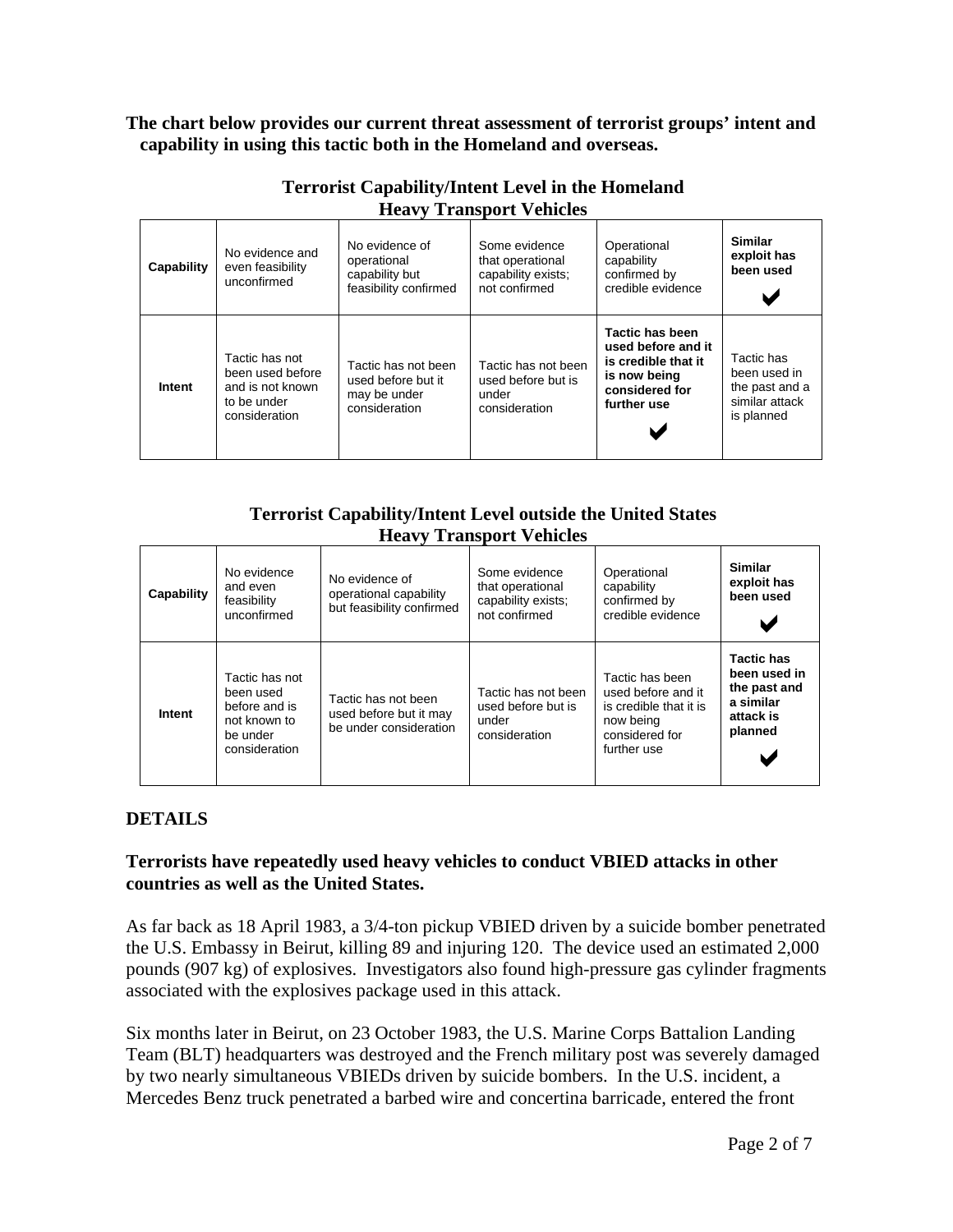**The chart below provides our current threat assessment of terrorist groups' intent and capability in using this tactic both in the Homeland and overseas.**

**Terrorist Capability/Intent Level in the Homeland Heavy Transport Vehicles**

| **Capability** | No evidence and even feasibility unconfirmed | No evidence of operational capability but feasibility confirmed | Some evidence that operational capability exists; not confirmed | Operational capability confirmed by credible evidence | **Similar exploit has been used** ✔ |
|---|---|---|---|---|---|
| **Intent** | Tactic has not been used before and is not known to be under consideration | Tactic has not been used before but it may be under consideration | Tactic has not been used before but is under consideration | **Tactic has been used before and it is credible that it is now being considered for further use** ✔ | Tactic has been used in the past and a similar attack is planned |

**Terrorist Capability/Intent Level outside the United States Heavy Transport Vehicles**

| **Capability** | No evidence and even feasibility unconfirmed | No evidence of operational capability but feasibility confirmed | Some evidence that operational capability exists; not confirmed | Operational capability confirmed by credible evidence | **Similar exploit has been used** ✔ |
|---|---|---|---|---|---|
| **Intent** | Tactic has not been used before and is not known to be under consideration | Tactic has not been used before but it may be under consideration | Tactic has not been used before but is under consideration | Tactic has been used before and it is credible that it is now being considered for further use | **Tactic has been used in the past and a similar attack is planned** ✔ |

## DETAILS

### Terrorists have repeatedly used heavy vehicles to conduct VBIED attacks in other countries as well as the United States.

As far back as 18 April 1983, a 3/4-ton pickup VBIED driven by a suicide bomber penetrated the U.S. Embassy in Beirut, killing 89 and injuring 120. The device used an estimated 2,000 pounds (907 kg) of explosives. Investigators also found high-pressure gas cylinder fragments associated with the explosives package used in this attack.

Six months later in Beirut, on 23 October 1983, the U.S. Marine Corps Battalion Landing Team (BLT) headquarters was destroyed and the French military post was severely damaged by two nearly simultaneous VBIEDs driven by suicide bombers. In the U.S. incident, a Mercedes Benz truck penetrated a barbed wire and concertina barricade, entered the front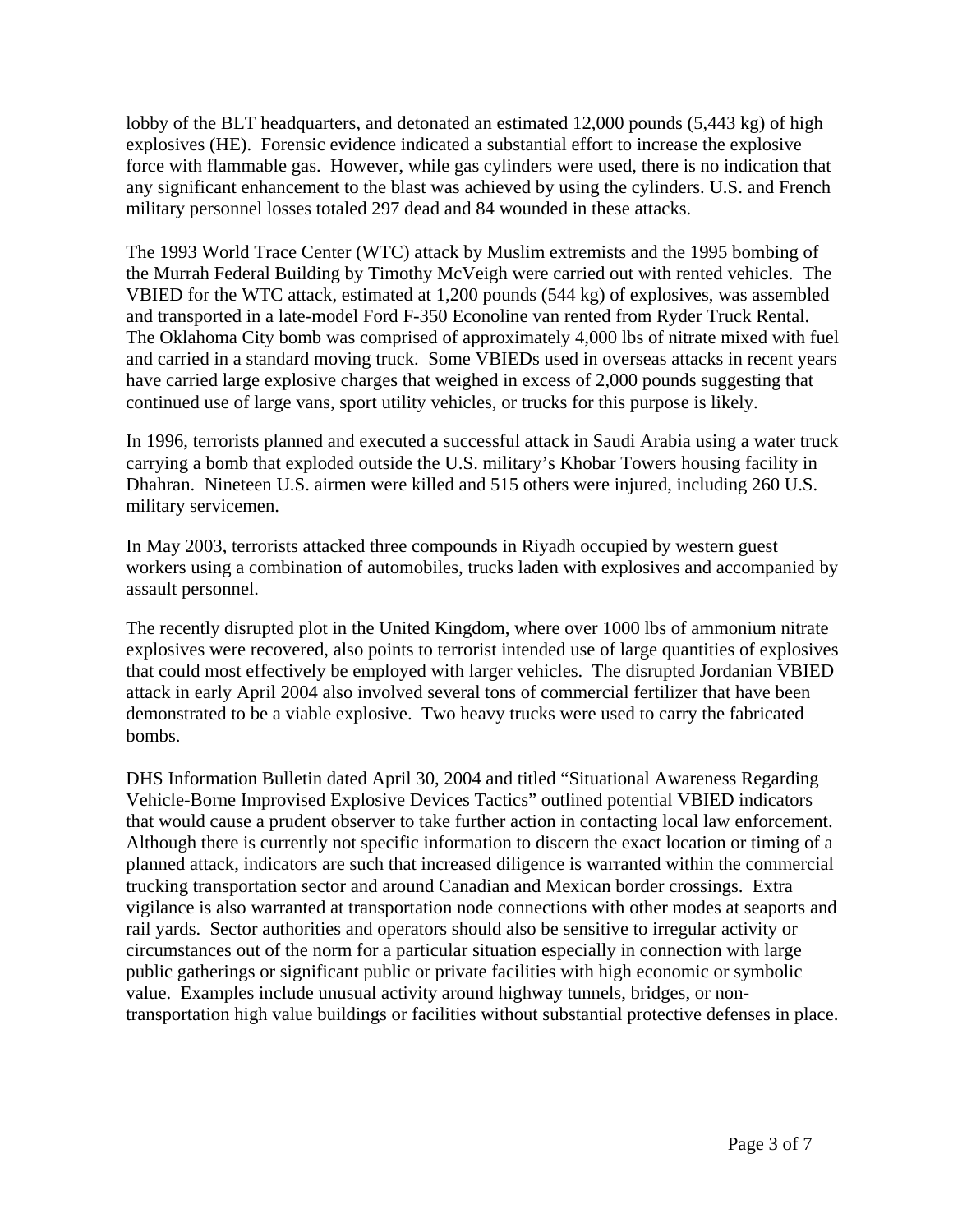lobby of the BLT headquarters, and detonated an estimated 12,000 pounds (5,443 kg) of high explosives (HE). Forensic evidence indicated a substantial effort to increase the explosive force with flammable gas. However, while gas cylinders were used, there is no indication that any significant enhancement to the blast was achieved by using the cylinders. U.S. and French military personnel losses totaled 297 dead and 84 wounded in these attacks.

The 1993 World Trace Center (WTC) attack by Muslim extremists and the 1995 bombing of the Murrah Federal Building by Timothy McVeigh were carried out with rented vehicles. The VBIED for the WTC attack, estimated at 1,200 pounds (544 kg) of explosives, was assembled and transported in a late-model Ford F-350 Econoline van rented from Ryder Truck Rental. The Oklahoma City bomb was comprised of approximately 4,000 lbs of nitrate mixed with fuel and carried in a standard moving truck. Some VBIEDs used in overseas attacks in recent years have carried large explosive charges that weighed in excess of 2,000 pounds suggesting that continued use of large vans, sport utility vehicles, or trucks for this purpose is likely.

In 1996, terrorists planned and executed a successful attack in Saudi Arabia using a water truck carrying a bomb that exploded outside the U.S. military's Khobar Towers housing facility in Dhahran. Nineteen U.S. airmen were killed and 515 others were injured, including 260 U.S. military servicemen.

In May 2003, terrorists attacked three compounds in Riyadh occupied by western guest workers using a combination of automobiles, trucks laden with explosives and accompanied by assault personnel.

The recently disrupted plot in the United Kingdom, where over 1000 lbs of ammonium nitrate explosives were recovered, also points to terrorist intended use of large quantities of explosives that could most effectively be employed with larger vehicles. The disrupted Jordanian VBIED attack in early April 2004 also involved several tons of commercial fertilizer that have been demonstrated to be a viable explosive. Two heavy trucks were used to carry the fabricated bombs.

DHS Information Bulletin dated April 30, 2004 and titled "Situational Awareness Regarding Vehicle-Borne Improvised Explosive Devices Tactics" outlined potential VBIED indicators that would cause a prudent observer to take further action in contacting local law enforcement. Although there is currently not specific information to discern the exact location or timing of a planned attack, indicators are such that increased diligence is warranted within the commercial trucking transportation sector and around Canadian and Mexican border crossings. Extra vigilance is also warranted at transportation node connections with other modes at seaports and rail yards. Sector authorities and operators should also be sensitive to irregular activity or circumstances out of the norm for a particular situation especially in connection with large public gatherings or significant public or private facilities with high economic or symbolic value. Examples include unusual activity around highway tunnels, bridges, or non-transportation high value buildings or facilities without substantial protective defenses in place.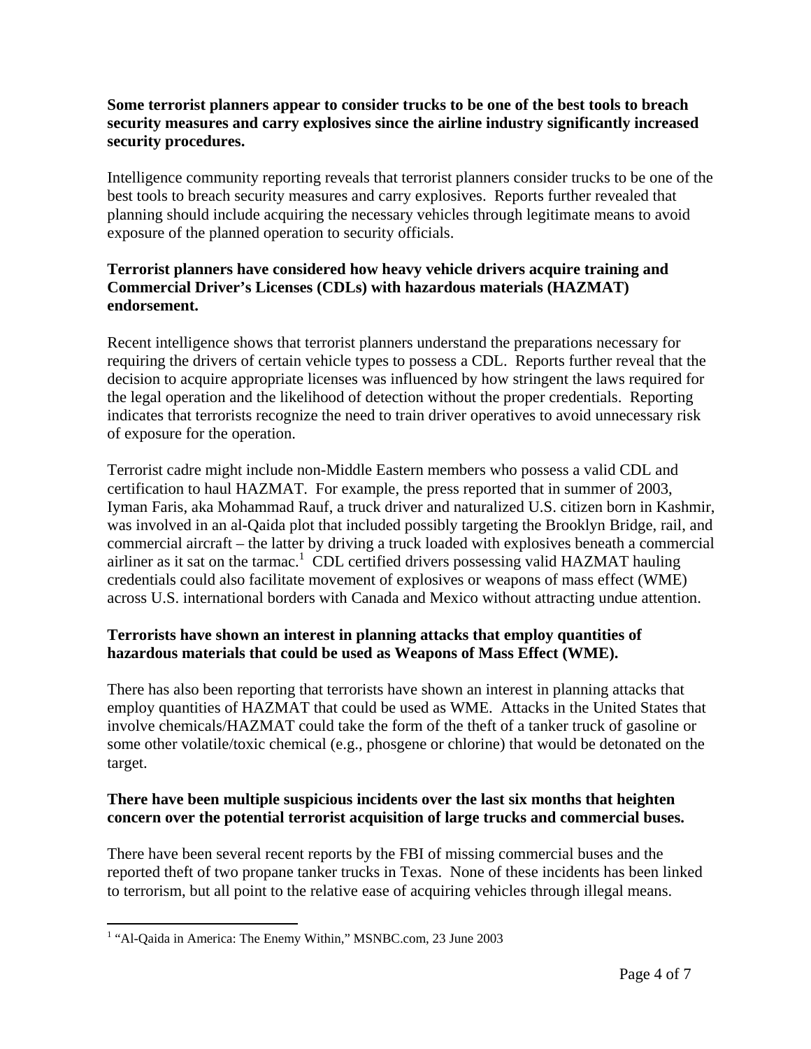**Some terrorist planners appear to consider trucks to be one of the best tools to breach security measures and carry explosives since the airline industry significantly increased security procedures.**

Intelligence community reporting reveals that terrorist planners consider trucks to be one of the best tools to breach security measures and carry explosives. Reports further revealed that planning should include acquiring the necessary vehicles through legitimate means to avoid exposure of the planned operation to security officials.

**Terrorist planners have considered how heavy vehicle drivers acquire training and Commercial Driver's Licenses (CDLs) with hazardous materials (HAZMAT) endorsement.**

Recent intelligence shows that terrorist planners understand the preparations necessary for requiring the drivers of certain vehicle types to possess a CDL. Reports further reveal that the decision to acquire appropriate licenses was influenced by how stringent the laws required for the legal operation and the likelihood of detection without the proper credentials. Reporting indicates that terrorists recognize the need to train driver operatives to avoid unnecessary risk of exposure for the operation.

Terrorist cadre might include non-Middle Eastern members who possess a valid CDL and certification to haul HAZMAT. For example, the press reported that in summer of 2003, Iyman Faris, aka Mohammad Rauf, a truck driver and naturalized U.S. citizen born in Kashmir, was involved in an al-Qaida plot that included possibly targeting the Brooklyn Bridge, rail, and commercial aircraft – the latter by driving a truck loaded with explosives beneath a commercial airliner as it sat on the tarmac.[1] CDL certified drivers possessing valid HAZMAT hauling credentials could also facilitate movement of explosives or weapons of mass effect (WME) across U.S. international borders with Canada and Mexico without attracting undue attention.

**Terrorists have shown an interest in planning attacks that employ quantities of hazardous materials that could be used as Weapons of Mass Effect (WME).**

There has also been reporting that terrorists have shown an interest in planning attacks that employ quantities of HAZMAT that could be used as WME. Attacks in the United States that involve chemicals/HAZMAT could take the form of the theft of a tanker truck of gasoline or some other volatile/toxic chemical (e.g., phosgene or chlorine) that would be detonated on the target.

**There have been multiple suspicious incidents over the last six months that heighten concern over the potential terrorist acquisition of large trucks and commercial buses.**

There have been several recent reports by the FBI of missing commercial buses and the reported theft of two propane tanker trucks in Texas. None of these incidents has been linked to terrorism, but all point to the relative ease of acquiring vehicles through illegal means.

---

[1] "Al-Qaida in America: The Enemy Within," MSNBC.com, 23 June 2003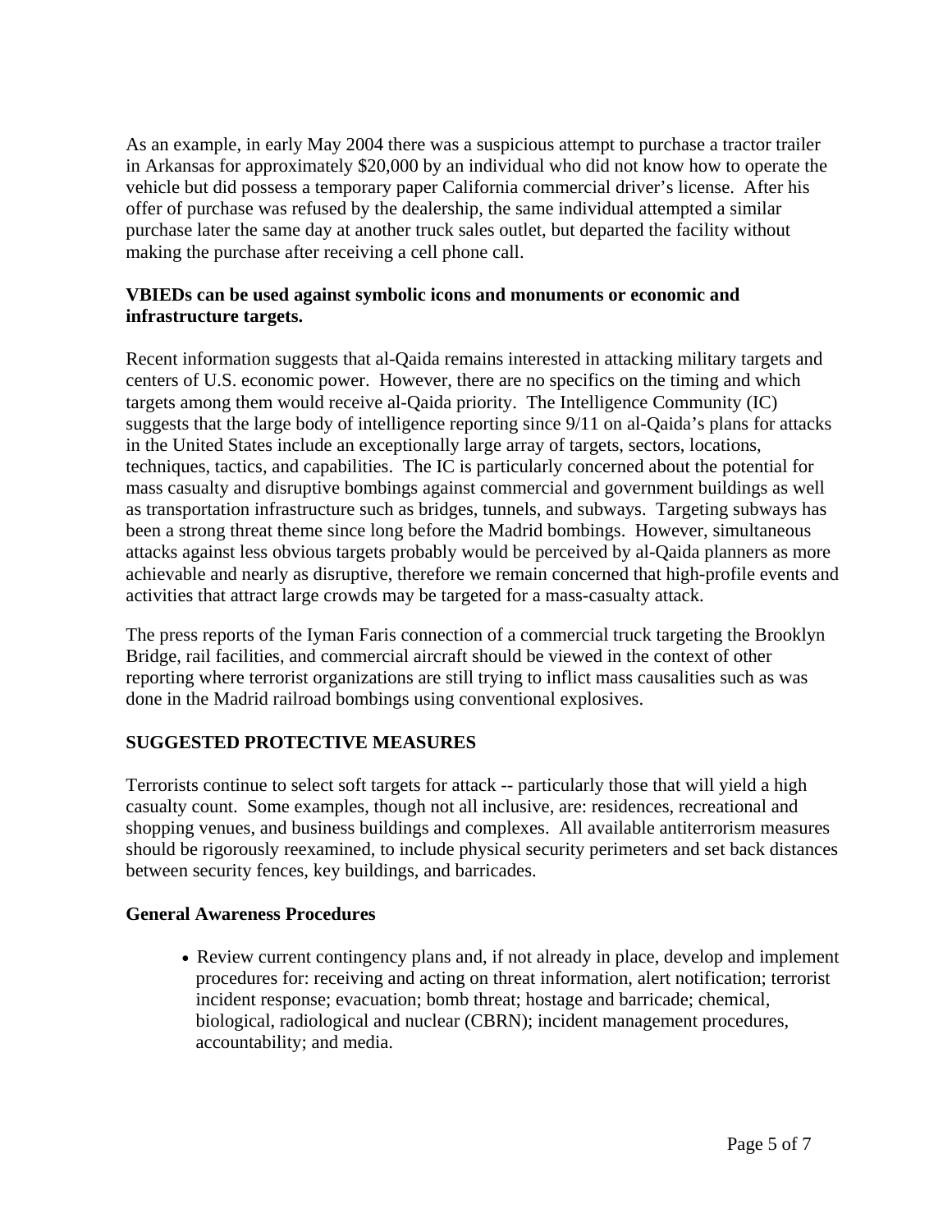As an example, in early May 2004 there was a suspicious attempt to purchase a tractor trailer in Arkansas for approximately $20,000 by an individual who did not know how to operate the vehicle but did possess a temporary paper California commercial driver's license. After his offer of purchase was refused by the dealership, the same individual attempted a similar purchase later the same day at another truck sales outlet, but departed the facility without making the purchase after receiving a cell phone call.

**VBIEDs can be used against symbolic icons and monuments or economic and infrastructure targets.**

Recent information suggests that al-Qaida remains interested in attacking military targets and centers of U.S. economic power. However, there are no specifics on the timing and which targets among them would receive al-Qaida priority. The Intelligence Community (IC) suggests that the large body of intelligence reporting since 9/11 on al-Qaida's plans for attacks in the United States include an exceptionally large array of targets, sectors, locations, techniques, tactics, and capabilities. The IC is particularly concerned about the potential for mass casualty and disruptive bombings against commercial and government buildings as well as transportation infrastructure such as bridges, tunnels, and subways. Targeting subways has been a strong threat theme since long before the Madrid bombings. However, simultaneous attacks against less obvious targets probably would be perceived by al-Qaida planners as more achievable and nearly as disruptive, therefore we remain concerned that high-profile events and activities that attract large crowds may be targeted for a mass-casualty attack.

The press reports of the Iyman Faris connection of a commercial truck targeting the Brooklyn Bridge, rail facilities, and commercial aircraft should be viewed in the context of other reporting where terrorist organizations are still trying to inflict mass causalities such as was done in the Madrid railroad bombings using conventional explosives.

## SUGGESTED PROTECTIVE MEASURES

Terrorists continue to select soft targets for attack -- particularly those that will yield a high casualty count. Some examples, though not all inclusive, are: residences, recreational and shopping venues, and business buildings and complexes. All available antiterrorism measures should be rigorously reexamined, to include physical security perimeters and set back distances between security fences, key buildings, and barricades.

### General Awareness Procedures

- Review current contingency plans and, if not already in place, develop and implement procedures for: receiving and acting on threat information, alert notification; terrorist incident response; evacuation; bomb threat; hostage and barricade; chemical, biological, radiological and nuclear (CBRN); incident management procedures, accountability; and media.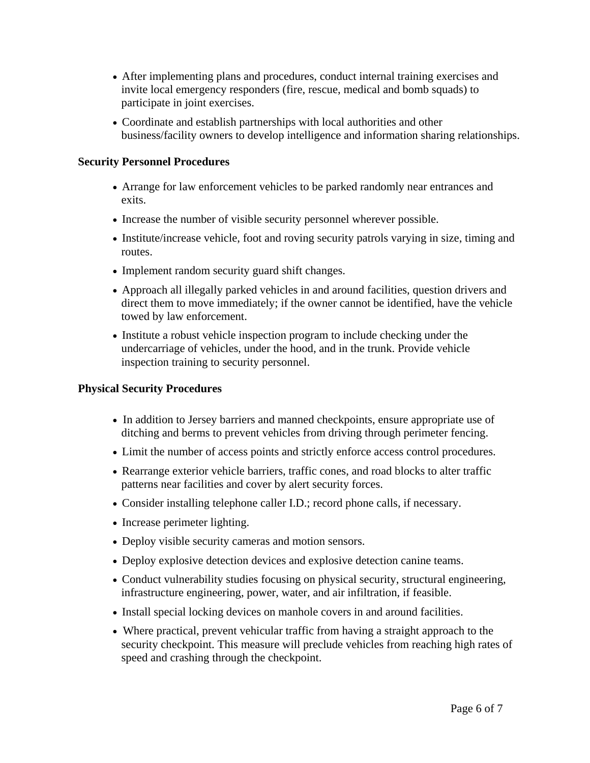- After implementing plans and procedures, conduct internal training exercises and invite local emergency responders (fire, rescue, medical and bomb squads) to participate in joint exercises.
- Coordinate and establish partnerships with local authorities and other business/facility owners to develop intelligence and information sharing relationships.

**Security Personnel Procedures**

- Arrange for law enforcement vehicles to be parked randomly near entrances and exits.
- Increase the number of visible security personnel wherever possible.
- Institute/increase vehicle, foot and roving security patrols varying in size, timing and routes.
- Implement random security guard shift changes.
- Approach all illegally parked vehicles in and around facilities, question drivers and direct them to move immediately; if the owner cannot be identified, have the vehicle towed by law enforcement.
- Institute a robust vehicle inspection program to include checking under the undercarriage of vehicles, under the hood, and in the trunk. Provide vehicle inspection training to security personnel.

**Physical Security Procedures**

- In addition to Jersey barriers and manned checkpoints, ensure appropriate use of ditching and berms to prevent vehicles from driving through perimeter fencing.
- Limit the number of access points and strictly enforce access control procedures.
- Rearrange exterior vehicle barriers, traffic cones, and road blocks to alter traffic patterns near facilities and cover by alert security forces.
- Consider installing telephone caller I.D.; record phone calls, if necessary.
- Increase perimeter lighting.
- Deploy visible security cameras and motion sensors.
- Deploy explosive detection devices and explosive detection canine teams.
- Conduct vulnerability studies focusing on physical security, structural engineering, infrastructure engineering, power, water, and air infiltration, if feasible.
- Install special locking devices on manhole covers in and around facilities.
- Where practical, prevent vehicular traffic from having a straight approach to the security checkpoint. This measure will preclude vehicles from reaching high rates of speed and crashing through the checkpoint.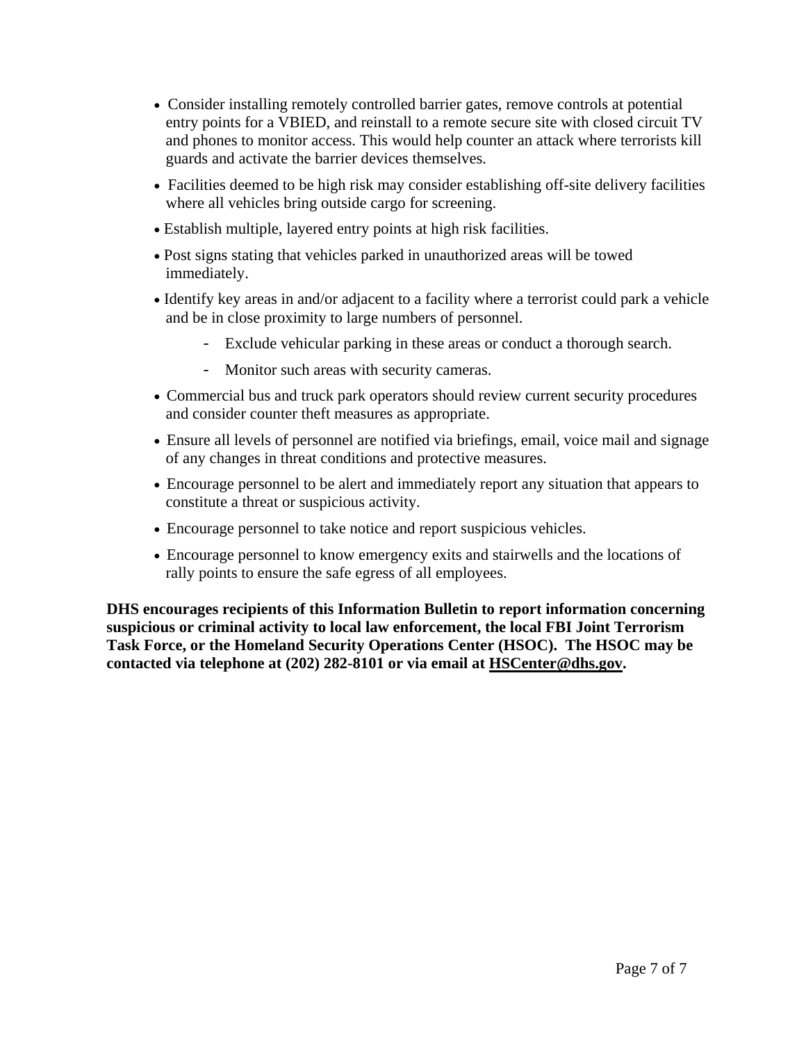- Consider installing remotely controlled barrier gates, remove controls at potential entry points for a VBIED, and reinstall to a remote secure site with closed circuit TV and phones to monitor access. This would help counter an attack where terrorists kill guards and activate the barrier devices themselves.
- Facilities deemed to be high risk may consider establishing off-site delivery facilities where all vehicles bring outside cargo for screening.
- Establish multiple, layered entry points at high risk facilities.
- Post signs stating that vehicles parked in unauthorized areas will be towed immediately.
- Identify key areas in and/or adjacent to a facility where a terrorist could park a vehicle and be in close proximity to large numbers of personnel.
    - Exclude vehicular parking in these areas or conduct a thorough search.
    - Monitor such areas with security cameras.
- Commercial bus and truck park operators should review current security procedures and consider counter theft measures as appropriate.
- Ensure all levels of personnel are notified via briefings, email, voice mail and signage of any changes in threat conditions and protective measures.
- Encourage personnel to be alert and immediately report any situation that appears to constitute a threat or suspicious activity.
- Encourage personnel to take notice and report suspicious vehicles.
- Encourage personnel to know emergency exits and stairwells and the locations of rally points to ensure the safe egress of all employees.

**DHS encourages recipients of this Information Bulletin to report information concerning suspicious or criminal activity to local law enforcement, the local FBI Joint Terrorism Task Force, or the Homeland Security Operations Center (HSOC). The HSOC may be contacted via telephone at (202) 282-8101 or via email at HSCenter@dhs.gov.**